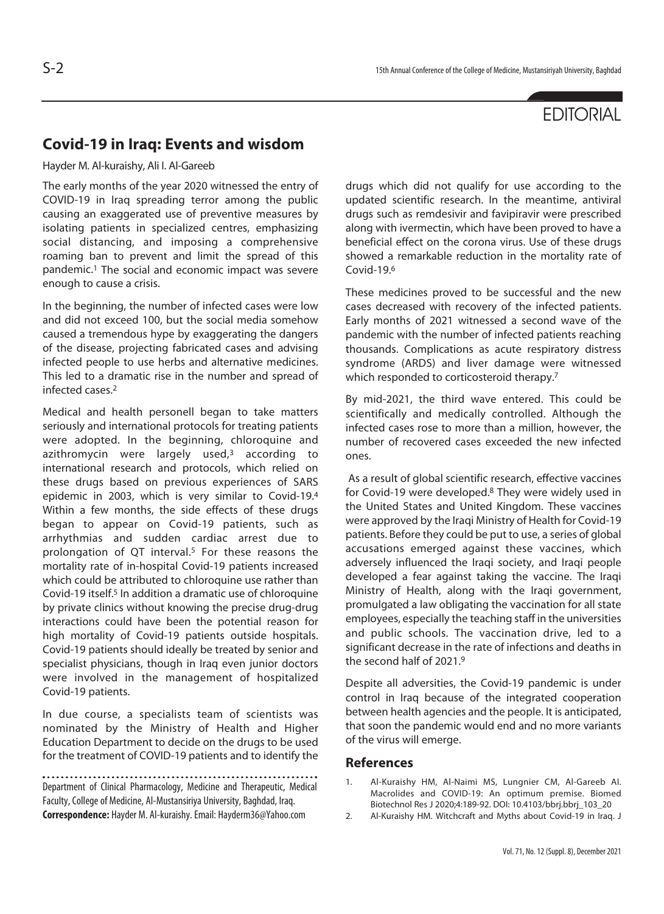EDITORIAL

# Covid-19 in Iraq: Events and wisdom

Hayder M. Al-kuraishy, Ali I. Al-Gareeb

The early months of the year 2020 witnessed the entry of COVID-19 in Iraq spreading terror among the public causing an exaggerated use of preventive measures by isolating patients in specialized centres, emphasizing social distancing, and imposing a comprehensive roaming ban to prevent and limit the spread of this pandemic.[1] The social and economic impact was severe enough to cause a crisis.

In the beginning, the number of infected cases were low and did not exceed 100, but the social media somehow caused a tremendous hype by exaggerating the dangers of the disease, projecting fabricated cases and advising infected people to use herbs and alternative medicines. This led to a dramatic rise in the number and spread of infected cases.[2]

Medical and health personell began to take matters seriously and international protocols for treating patients were adopted. In the beginning, chloroquine and azithromycin were largely used,[3] according to international research and protocols, which relied on these drugs based on previous experiences of SARS epidemic in 2003, which is very similar to Covid-19.[4] Within a few months, the side effects of these drugs began to appear on Covid-19 patients, such as arrhythmias and sudden cardiac arrest due to prolongation of QT interval.[5] For these reasons the mortality rate of in-hospital Covid-19 patients increased which could be attributed to chloroquine use rather than Covid-19 itself.[5] In addition a dramatic use of chloroquine by private clinics without knowing the precise drug-drug interactions could have been the potential reason for high mortality of Covid-19 patients outside hospitals. Covid-19 patients should ideally be treated by senior and specialist physicians, though in Iraq even junior doctors were involved in the management of hospitalized Covid-19 patients.

In due course, a specialists team of scientists was nominated by the Ministry of Health and Higher Education Department to decide on the drugs to be used for the treatment of COVID-19 patients and to identify the drugs which did not qualify for use according to the updated scientific research. In the meantime, antiviral drugs such as remdesivir and favipiravir were prescribed along with ivermectin, which have been proved to have a beneficial effect on the corona virus. Use of these drugs showed a remarkable reduction in the mortality rate of Covid-19.[6]

These medicines proved to be successful and the new cases decreased with recovery of the infected patients. Early months of 2021 witnessed a second wave of the pandemic with the number of infected patients reaching thousands. Complications as acute respiratory distress syndrome (ARDS) and liver damage were witnessed which responded to corticosteroid therapy.[7]

By mid-2021, the third wave entered. This could be scientifically and medically controlled. Although the infected cases rose to more than a million, however, the number of recovered cases exceeded the new infected ones.

As a result of global scientific research, effective vaccines for Covid-19 were developed.[8] They were widely used in the United States and United Kingdom. These vaccines were approved by the Iraqi Ministry of Health for Covid-19 patients. Before they could be put to use, a series of global accusations emerged against these vaccines, which adversely influenced the Iraqi society, and Iraqi people developed a fear against taking the vaccine. The Iraqi Ministry of Health, along with the Iraqi government, promulgated a law obligating the vaccination for all state employees, especially the teaching staff in the universities and public schools. The vaccination drive, led to a significant decrease in the rate of infections and deaths in the second half of 2021.[9]

Despite all adversities, the Covid-19 pandemic is under control in Iraq because of the integrated cooperation between health agencies and the people. It is anticipated, that soon the pandemic would end and no more variants of the virus will emerge.

Department of Clinical Pharmacology, Medicine and Therapeutic, Medical Faculty, College of Medicine, Al-Mustansiriya University, Baghdad, Iraq.
**Correspondence:** Hayder M. Al-kuraishy. Email: Hayderm36@Yahoo.com

## References

1. Al-Kuraishy HM, Al-Naimi MS, Lungnier CM, Al-Gareeb AI. Macrolides and COVID-19: An optimum premise. Biomed Biotechnol Res J 2020;4:189-92. DOI: 10.4103/bbrj.bbrj_103_20
2. Al-Kuraishy HM. Witchcraft and Myths about Covid-19 in Iraq. J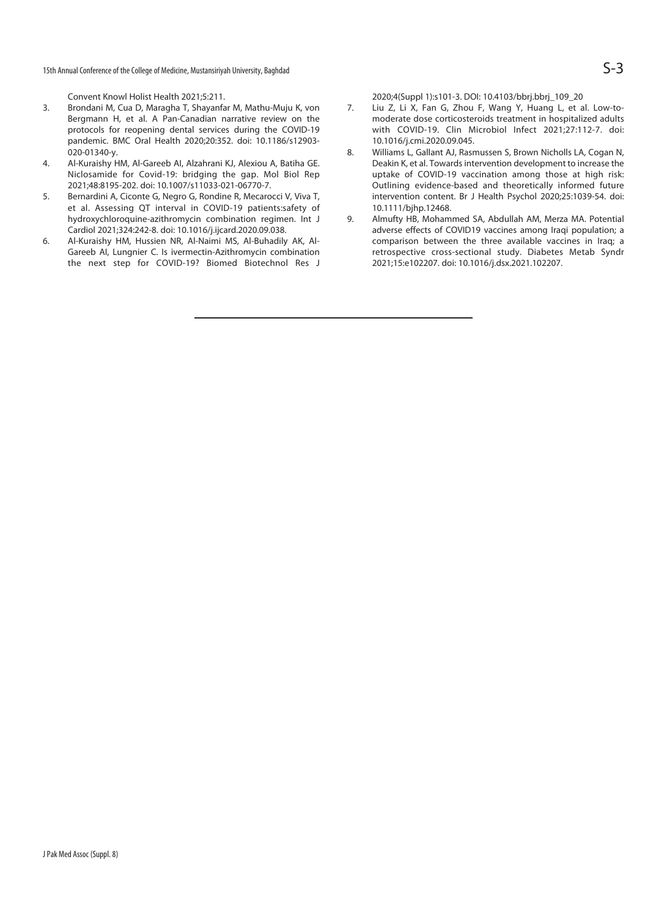Convent Knowl Holist Health 2021;5:211.

3. Brondani M, Cua D, Maragha T, Shayanfar M, Mathu-Muju K, von Bergmann H, et al. A Pan-Canadian narrative review on the protocols for reopening dental services during the COVID-19 pandemic. BMC Oral Health 2020;20:352. doi: 10.1186/s12903-020-01340-y.
4. Al-Kuraishy HM, Al-Gareeb AI, Alzahrani KJ, Alexiou A, Batiha GE. Niclosamide for Covid-19: bridging the gap. Mol Biol Rep 2021;48:8195-202. doi: 10.1007/s11033-021-06770-7.
5. Bernardini A, Ciconte G, Negro G, Rondine R, Mecarocci V, Viva T, et al. Assessing QT interval in COVID-19 patients:safety of hydroxychloroquine-azithromycin combination regimen. Int J Cardiol 2021;324:242-8. doi: 10.1016/j.ijcard.2020.09.038.
6. Al-Kuraishy HM, Hussien NR, Al-Naimi MS, Al-Buhadily AK, Al-Gareeb AI, Lungnier C. Is ivermectin-Azithromycin combination the next step for COVID-19? Biomed Biotechnol Res J 2020;4(Suppl 1):s101-3. DOI: 10.4103/bbrj.bbrj_109_20
7. Liu Z, Li X, Fan G, Zhou F, Wang Y, Huang L, et al. Low-to-moderate dose corticosteroids treatment in hospitalized adults with COVID-19. Clin Microbiol Infect 2021;27:112-7. doi: 10.1016/j.cmi.2020.09.045.
8. Williams L, Gallant AJ, Rasmussen S, Brown Nicholls LA, Cogan N, Deakin K, et al. Towards intervention development to increase the uptake of COVID-19 vaccination among those at high risk: Outlining evidence-based and theoretically informed future intervention content. Br J Health Psychol 2020;25:1039-54. doi: 10.1111/bjhp.12468.
9. Almufty HB, Mohammed SA, Abdullah AM, Merza MA. Potential adverse effects of COVID19 vaccines among Iraqi population; a comparison between the three available vaccines in Iraq; a retrospective cross-sectional study. Diabetes Metab Syndr 2021;15:e102207. doi: 10.1016/j.dsx.2021.102207.